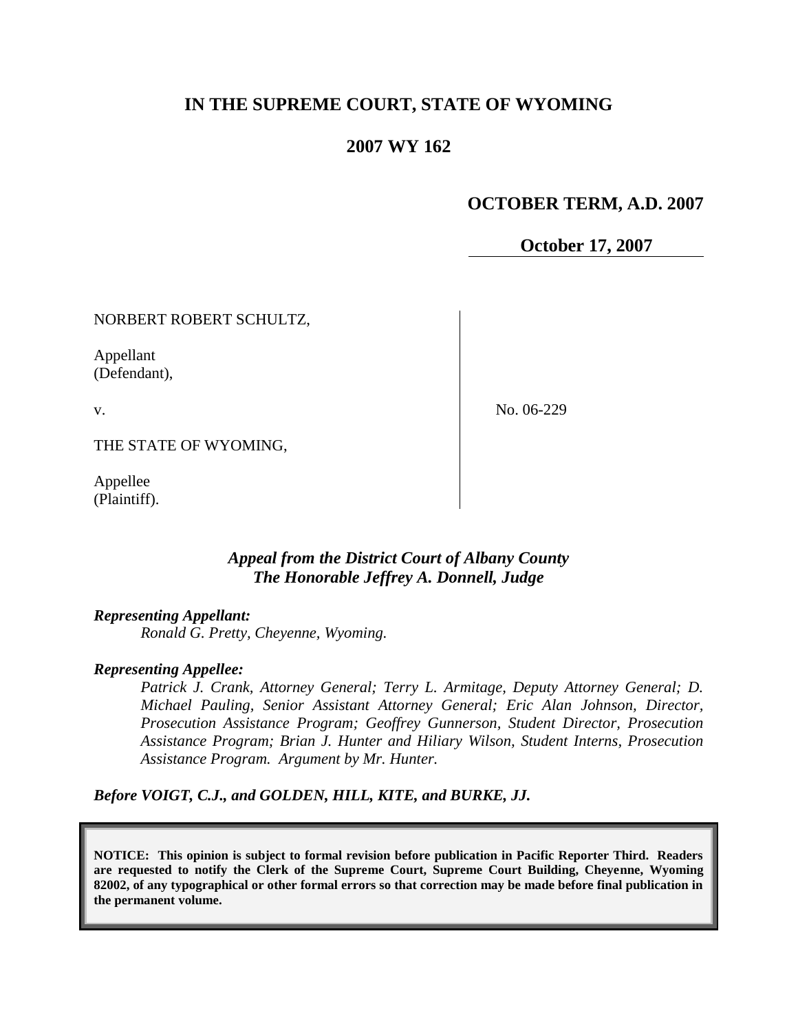# IN THE SUPREME COURT, STATE OF WYOMING

## 2007 WY 162

**OCTOBER TERM, A.D. 2007**

**October 17, 2007**

| | |
|---|---|
| NORBERT ROBERT SCHULTZ,<br><br>Appellant<br>(Defendant),<br><br>v.<br><br>THE STATE OF WYOMING,<br><br>Appellee<br>(Plaintiff). | No. 06-229 |

***Appeal from the District Court of Albany County***
***The Honorable Jeffrey A. Donnell, Judge***

***Representing Appellant:***

*Ronald G. Pretty, Cheyenne, Wyoming.*

***Representing Appellee:***

*Patrick J. Crank, Attorney General; Terry L. Armitage, Deputy Attorney General; D. Michael Pauling, Senior Assistant Attorney General; Eric Alan Johnson, Director, Prosecution Assistance Program; Geoffrey Gunnerson, Student Director, Prosecution Assistance Program; Brian J. Hunter and Hiliary Wilson, Student Interns, Prosecution Assistance Program. Argument by Mr. Hunter.*

***Before VOIGT, C.J., and GOLDEN, HILL, KITE, and BURKE, JJ.***

**NOTICE: This opinion is subject to formal revision before publication in Pacific Reporter Third. Readers are requested to notify the Clerk of the Supreme Court, Supreme Court Building, Cheyenne, Wyoming 82002, of any typographical or other formal errors so that correction may be made before final publication in the permanent volume.**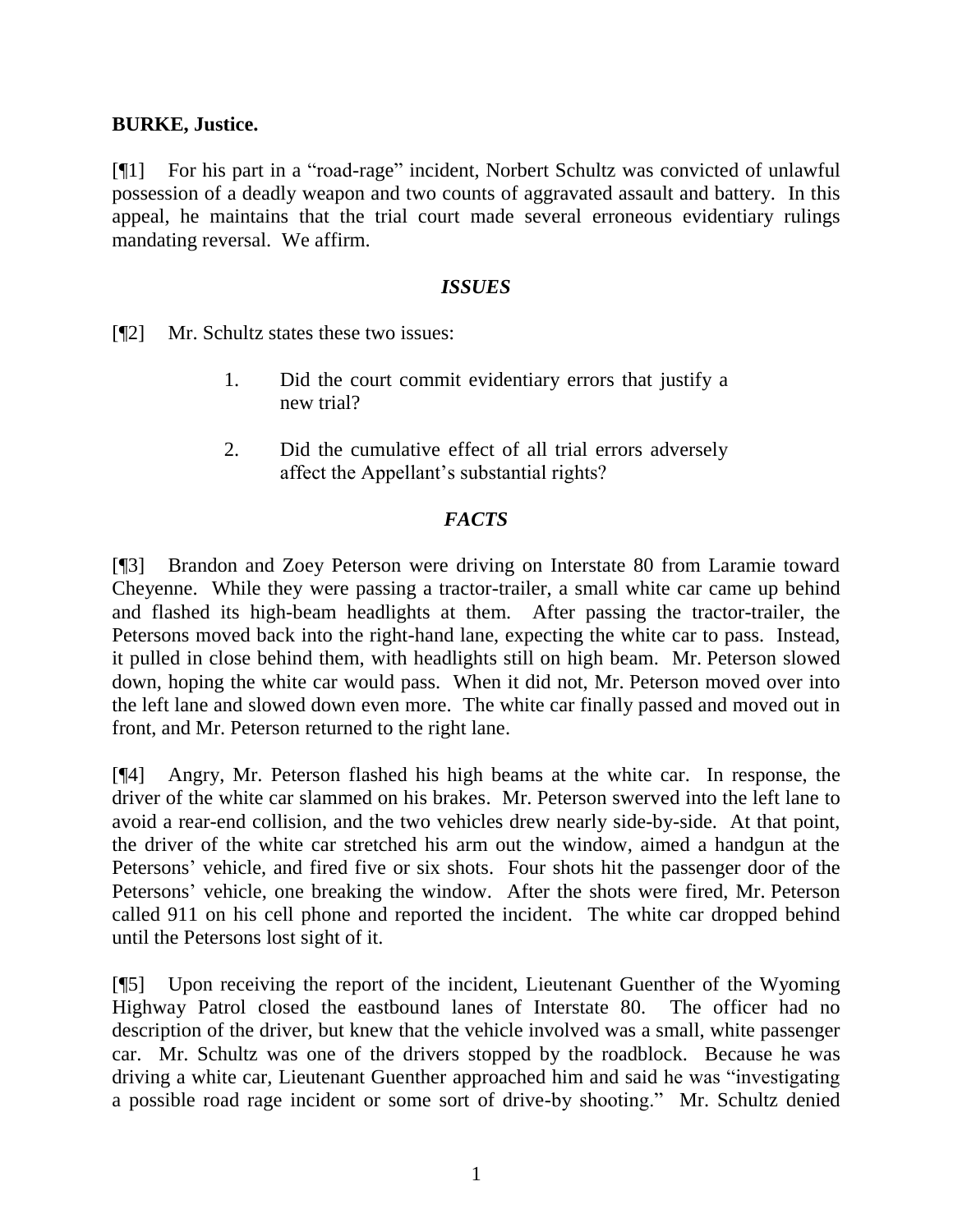**BURKE, Justice.**

[¶1] For his part in a "road-rage" incident, Norbert Schultz was convicted of unlawful possession of a deadly weapon and two counts of aggravated assault and battery. In this appeal, he maintains that the trial court made several erroneous evidentiary rulings mandating reversal. We affirm.

### *ISSUES*

[¶2] Mr. Schultz states these two issues:

> 1. Did the court commit evidentiary errors that justify a new trial?
>
> 2. Did the cumulative effect of all trial errors adversely affect the Appellant's substantial rights?

### *FACTS*

[¶3] Brandon and Zoey Peterson were driving on Interstate 80 from Laramie toward Cheyenne. While they were passing a tractor-trailer, a small white car came up behind and flashed its high-beam headlights at them. After passing the tractor-trailer, the Petersons moved back into the right-hand lane, expecting the white car to pass. Instead, it pulled in close behind them, with headlights still on high beam. Mr. Peterson slowed down, hoping the white car would pass. When it did not, Mr. Peterson moved over into the left lane and slowed down even more. The white car finally passed and moved out in front, and Mr. Peterson returned to the right lane.

[¶4] Angry, Mr. Peterson flashed his high beams at the white car. In response, the driver of the white car slammed on his brakes. Mr. Peterson swerved into the left lane to avoid a rear-end collision, and the two vehicles drew nearly side-by-side. At that point, the driver of the white car stretched his arm out the window, aimed a handgun at the Petersons' vehicle, and fired five or six shots. Four shots hit the passenger door of the Petersons' vehicle, one breaking the window. After the shots were fired, Mr. Peterson called 911 on his cell phone and reported the incident. The white car dropped behind until the Petersons lost sight of it.

[¶5] Upon receiving the report of the incident, Lieutenant Guenther of the Wyoming Highway Patrol closed the eastbound lanes of Interstate 80. The officer had no description of the driver, but knew that the vehicle involved was a small, white passenger car. Mr. Schultz was one of the drivers stopped by the roadblock. Because he was driving a white car, Lieutenant Guenther approached him and said he was "investigating a possible road rage incident or some sort of drive-by shooting." Mr. Schultz denied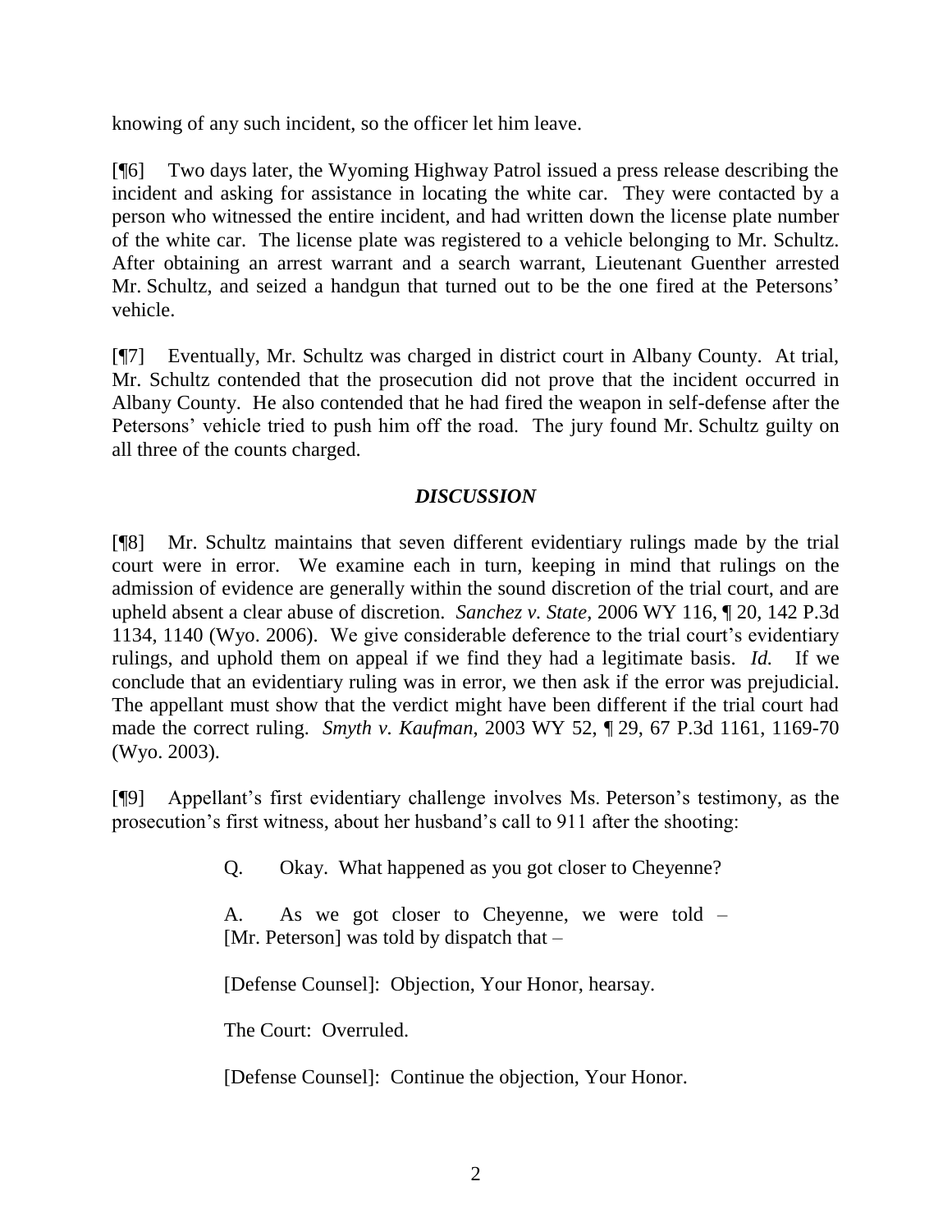knowing of any such incident, so the officer let him leave.

[¶6] Two days later, the Wyoming Highway Patrol issued a press release describing the incident and asking for assistance in locating the white car. They were contacted by a person who witnessed the entire incident, and had written down the license plate number of the white car. The license plate was registered to a vehicle belonging to Mr. Schultz. After obtaining an arrest warrant and a search warrant, Lieutenant Guenther arrested Mr. Schultz, and seized a handgun that turned out to be the one fired at the Petersons' vehicle.

[¶7] Eventually, Mr. Schultz was charged in district court in Albany County. At trial, Mr. Schultz contended that the prosecution did not prove that the incident occurred in Albany County. He also contended that he had fired the weapon in self-defense after the Petersons' vehicle tried to push him off the road. The jury found Mr. Schultz guilty on all three of the counts charged.

## *DISCUSSION*

[¶8] Mr. Schultz maintains that seven different evidentiary rulings made by the trial court were in error. We examine each in turn, keeping in mind that rulings on the admission of evidence are generally within the sound discretion of the trial court, and are upheld absent a clear abuse of discretion. *Sanchez v. State*, 2006 WY 116, ¶ 20, 142 P.3d 1134, 1140 (Wyo. 2006). We give considerable deference to the trial court's evidentiary rulings, and uphold them on appeal if we find they had a legitimate basis. *Id.* If we conclude that an evidentiary ruling was in error, we then ask if the error was prejudicial. The appellant must show that the verdict might have been different if the trial court had made the correct ruling. *Smyth v. Kaufman*, 2003 WY 52, ¶ 29, 67 P.3d 1161, 1169-70 (Wyo. 2003).

[¶9] Appellant's first evidentiary challenge involves Ms. Peterson's testimony, as the prosecution's first witness, about her husband's call to 911 after the shooting:

> Q. Okay. What happened as you got closer to Cheyenne?
>
> A. As we got closer to Cheyenne, we were told – [Mr. Peterson] was told by dispatch that –
>
> [Defense Counsel]: Objection, Your Honor, hearsay.
>
> The Court: Overruled.
>
> [Defense Counsel]: Continue the objection, Your Honor.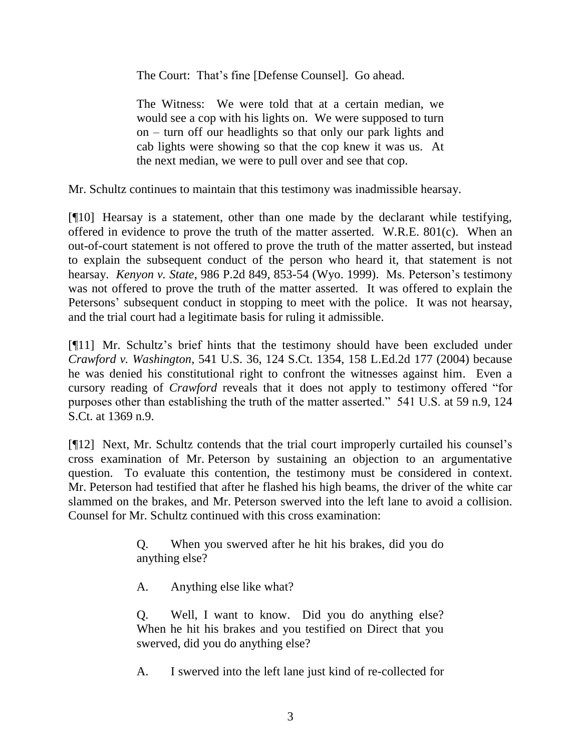> The Court: That's fine [Defense Counsel]. Go ahead.
>
> The Witness: We were told that at a certain median, we would see a cop with his lights on. We were supposed to turn on – turn off our headlights so that only our park lights and cab lights were showing so that the cop knew it was us. At the next median, we were to pull over and see that cop.

Mr. Schultz continues to maintain that this testimony was inadmissible hearsay.

[¶10] Hearsay is a statement, other than one made by the declarant while testifying, offered in evidence to prove the truth of the matter asserted. W.R.E. 801(c). When an out-of-court statement is not offered to prove the truth of the matter asserted, but instead to explain the subsequent conduct of the person who heard it, that statement is not hearsay. *Kenyon v. State*, 986 P.2d 849, 853-54 (Wyo. 1999). Ms. Peterson's testimony was not offered to prove the truth of the matter asserted. It was offered to explain the Petersons' subsequent conduct in stopping to meet with the police. It was not hearsay, and the trial court had a legitimate basis for ruling it admissible.

[¶11] Mr. Schultz's brief hints that the testimony should have been excluded under *Crawford v. Washington*, 541 U.S. 36, 124 S.Ct. 1354, 158 L.Ed.2d 177 (2004) because he was denied his constitutional right to confront the witnesses against him. Even a cursory reading of *Crawford* reveals that it does not apply to testimony offered "for purposes other than establishing the truth of the matter asserted." 541 U.S. at 59 n.9, 124 S.Ct. at 1369 n.9.

[¶12] Next, Mr. Schultz contends that the trial court improperly curtailed his counsel's cross examination of Mr. Peterson by sustaining an objection to an argumentative question. To evaluate this contention, the testimony must be considered in context. Mr. Peterson had testified that after he flashed his high beams, the driver of the white car slammed on the brakes, and Mr. Peterson swerved into the left lane to avoid a collision. Counsel for Mr. Schultz continued with this cross examination:

> Q. When you swerved after he hit his brakes, did you do anything else?
>
> A. Anything else like what?
>
> Q. Well, I want to know. Did you do anything else? When he hit his brakes and you testified on Direct that you swerved, did you do anything else?
>
> A. I swerved into the left lane just kind of re-collected for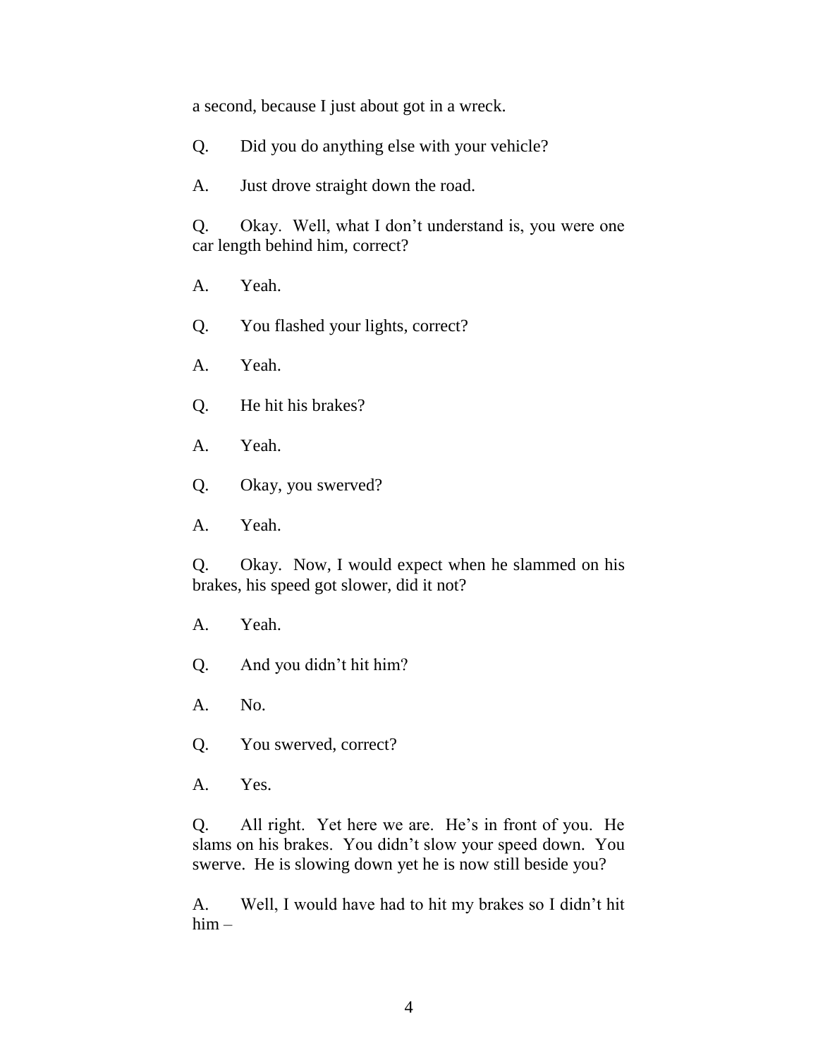a second, because I just about got in a wreck.

Q. Did you do anything else with your vehicle?

A. Just drove straight down the road.

Q. Okay. Well, what I don't understand is, you were one car length behind him, correct?

A. Yeah.

Q. You flashed your lights, correct?

A. Yeah.

Q. He hit his brakes?

A. Yeah.

Q. Okay, you swerved?

A. Yeah.

Q. Okay. Now, I would expect when he slammed on his brakes, his speed got slower, did it not?

A. Yeah.

Q. And you didn't hit him?

A. No.

Q. You swerved, correct?

A. Yes.

Q. All right. Yet here we are. He's in front of you. He slams on his brakes. You didn't slow your speed down. You swerve. He is slowing down yet he is now still beside you?

A. Well, I would have had to hit my brakes so I didn't hit him –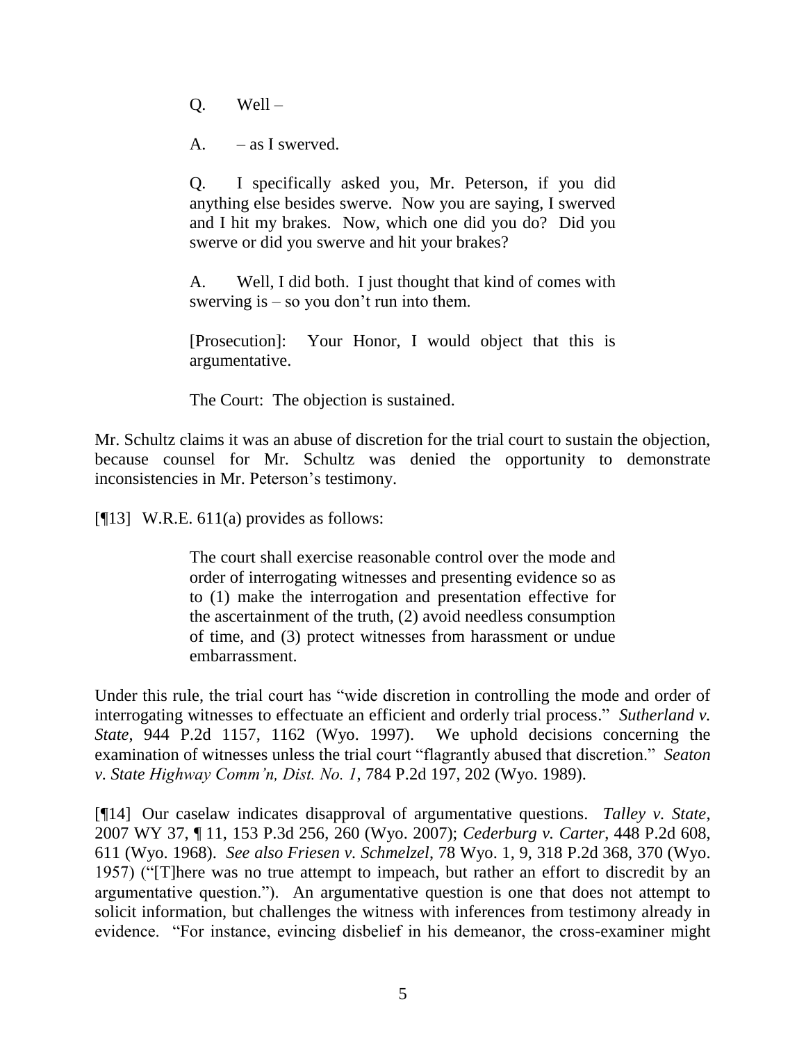> Q. Well –
>
> A. – as I swerved.
>
> Q. I specifically asked you, Mr. Peterson, if you did anything else besides swerve. Now you are saying, I swerved and I hit my brakes. Now, which one did you do? Did you swerve or did you swerve and hit your brakes?
>
> A. Well, I did both. I just thought that kind of comes with swerving is – so you don't run into them.
>
> [Prosecution]: Your Honor, I would object that this is argumentative.
>
> The Court: The objection is sustained.

Mr. Schultz claims it was an abuse of discretion for the trial court to sustain the objection, because counsel for Mr. Schultz was denied the opportunity to demonstrate inconsistencies in Mr. Peterson's testimony.

[¶13] W.R.E. 611(a) provides as follows:

> The court shall exercise reasonable control over the mode and order of interrogating witnesses and presenting evidence so as to (1) make the interrogation and presentation effective for the ascertainment of the truth, (2) avoid needless consumption of time, and (3) protect witnesses from harassment or undue embarrassment.

Under this rule, the trial court has "wide discretion in controlling the mode and order of interrogating witnesses to effectuate an efficient and orderly trial process." *Sutherland v. State*, 944 P.2d 1157, 1162 (Wyo. 1997). We uphold decisions concerning the examination of witnesses unless the trial court "flagrantly abused that discretion." *Seaton v. State Highway Comm'n, Dist. No. 1*, 784 P.2d 197, 202 (Wyo. 1989).

[¶14] Our caselaw indicates disapproval of argumentative questions. *Talley v. State*, 2007 WY 37, ¶ 11, 153 P.3d 256, 260 (Wyo. 2007); *Cederburg v. Carter*, 448 P.2d 608, 611 (Wyo. 1968). *See also Friesen v. Schmelzel*, 78 Wyo. 1, 9, 318 P.2d 368, 370 (Wyo. 1957) ("[T]here was no true attempt to impeach, but rather an effort to discredit by an argumentative question."). An argumentative question is one that does not attempt to solicit information, but challenges the witness with inferences from testimony already in evidence. "For instance, evincing disbelief in his demeanor, the cross-examiner might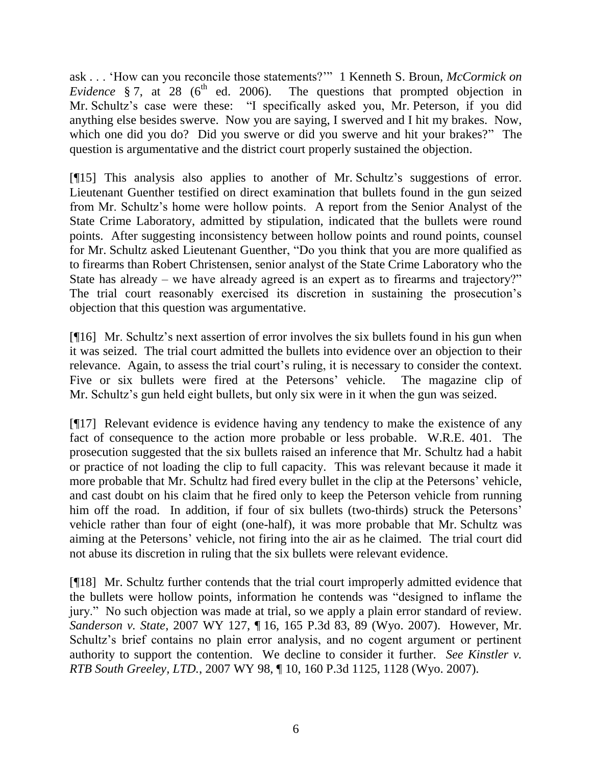ask . . . 'How can you reconcile those statements?'" 1 Kenneth S. Broun, *McCormick on Evidence* § 7, at 28 (6th ed. 2006). The questions that prompted objection in Mr. Schultz's case were these: "I specifically asked you, Mr. Peterson, if you did anything else besides swerve. Now you are saying, I swerved and I hit my brakes. Now, which one did you do? Did you swerve or did you swerve and hit your brakes?" The question is argumentative and the district court properly sustained the objection.

[¶15] This analysis also applies to another of Mr. Schultz's suggestions of error. Lieutenant Guenther testified on direct examination that bullets found in the gun seized from Mr. Schultz's home were hollow points. A report from the Senior Analyst of the State Crime Laboratory, admitted by stipulation, indicated that the bullets were round points. After suggesting inconsistency between hollow points and round points, counsel for Mr. Schultz asked Lieutenant Guenther, "Do you think that you are more qualified as to firearms than Robert Christensen, senior analyst of the State Crime Laboratory who the State has already – we have already agreed is an expert as to firearms and trajectory?" The trial court reasonably exercised its discretion in sustaining the prosecution's objection that this question was argumentative.

[¶16] Mr. Schultz's next assertion of error involves the six bullets found in his gun when it was seized. The trial court admitted the bullets into evidence over an objection to their relevance. Again, to assess the trial court's ruling, it is necessary to consider the context. Five or six bullets were fired at the Petersons' vehicle. The magazine clip of Mr. Schultz's gun held eight bullets, but only six were in it when the gun was seized.

[¶17] Relevant evidence is evidence having any tendency to make the existence of any fact of consequence to the action more probable or less probable. W.R.E. 401. The prosecution suggested that the six bullets raised an inference that Mr. Schultz had a habit or practice of not loading the clip to full capacity. This was relevant because it made it more probable that Mr. Schultz had fired every bullet in the clip at the Petersons' vehicle, and cast doubt on his claim that he fired only to keep the Peterson vehicle from running him off the road. In addition, if four of six bullets (two-thirds) struck the Petersons' vehicle rather than four of eight (one-half), it was more probable that Mr. Schultz was aiming at the Petersons' vehicle, not firing into the air as he claimed. The trial court did not abuse its discretion in ruling that the six bullets were relevant evidence.

[¶18] Mr. Schultz further contends that the trial court improperly admitted evidence that the bullets were hollow points, information he contends was "designed to inflame the jury." No such objection was made at trial, so we apply a plain error standard of review. *Sanderson v. State*, 2007 WY 127, ¶ 16, 165 P.3d 83, 89 (Wyo. 2007). However, Mr. Schultz's brief contains no plain error analysis, and no cogent argument or pertinent authority to support the contention. We decline to consider it further. *See Kinstler v. RTB South Greeley, LTD.*, 2007 WY 98, ¶ 10, 160 P.3d 1125, 1128 (Wyo. 2007).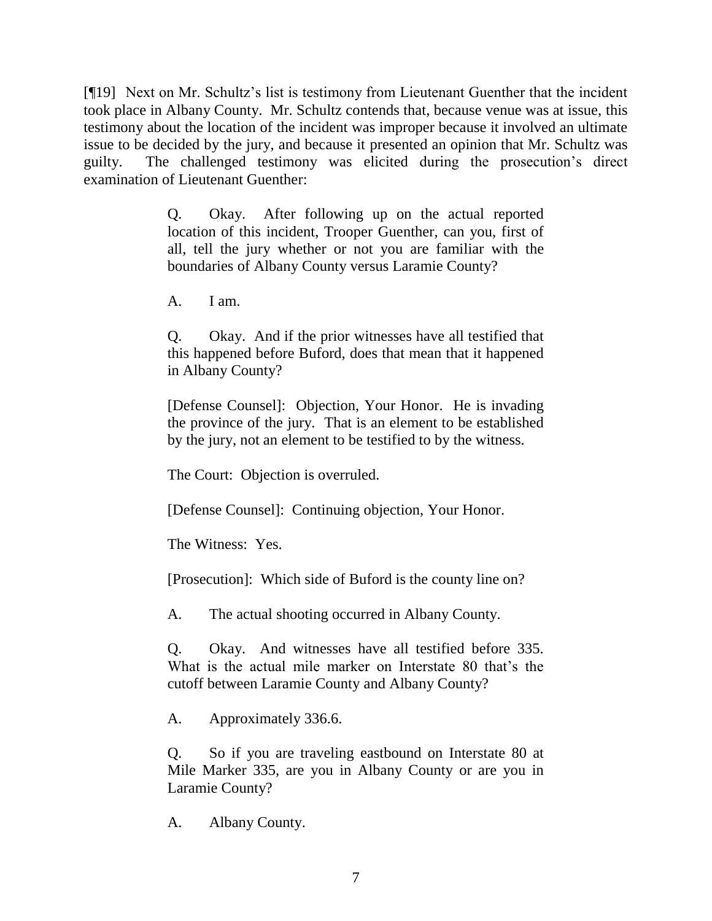[¶19] Next on Mr. Schultz's list is testimony from Lieutenant Guenther that the incident took place in Albany County. Mr. Schultz contends that, because venue was at issue, this testimony about the location of the incident was improper because it involved an ultimate issue to be decided by the jury, and because it presented an opinion that Mr. Schultz was guilty. The challenged testimony was elicited during the prosecution's direct examination of Lieutenant Guenther:

> Q. Okay. After following up on the actual reported location of this incident, Trooper Guenther, can you, first of all, tell the jury whether or not you are familiar with the boundaries of Albany County versus Laramie County?
>
> A. I am.
>
> Q. Okay. And if the prior witnesses have all testified that this happened before Buford, does that mean that it happened in Albany County?
>
> [Defense Counsel]: Objection, Your Honor. He is invading the province of the jury. That is an element to be established by the jury, not an element to be testified to by the witness.
>
> The Court: Objection is overruled.
>
> [Defense Counsel]: Continuing objection, Your Honor.
>
> The Witness: Yes.
>
> [Prosecution]: Which side of Buford is the county line on?
>
> A. The actual shooting occurred in Albany County.
>
> Q. Okay. And witnesses have all testified before 335. What is the actual mile marker on Interstate 80 that's the cutoff between Laramie County and Albany County?
>
> A. Approximately 336.6.
>
> Q. So if you are traveling eastbound on Interstate 80 at Mile Marker 335, are you in Albany County or are you in Laramie County?
>
> A. Albany County.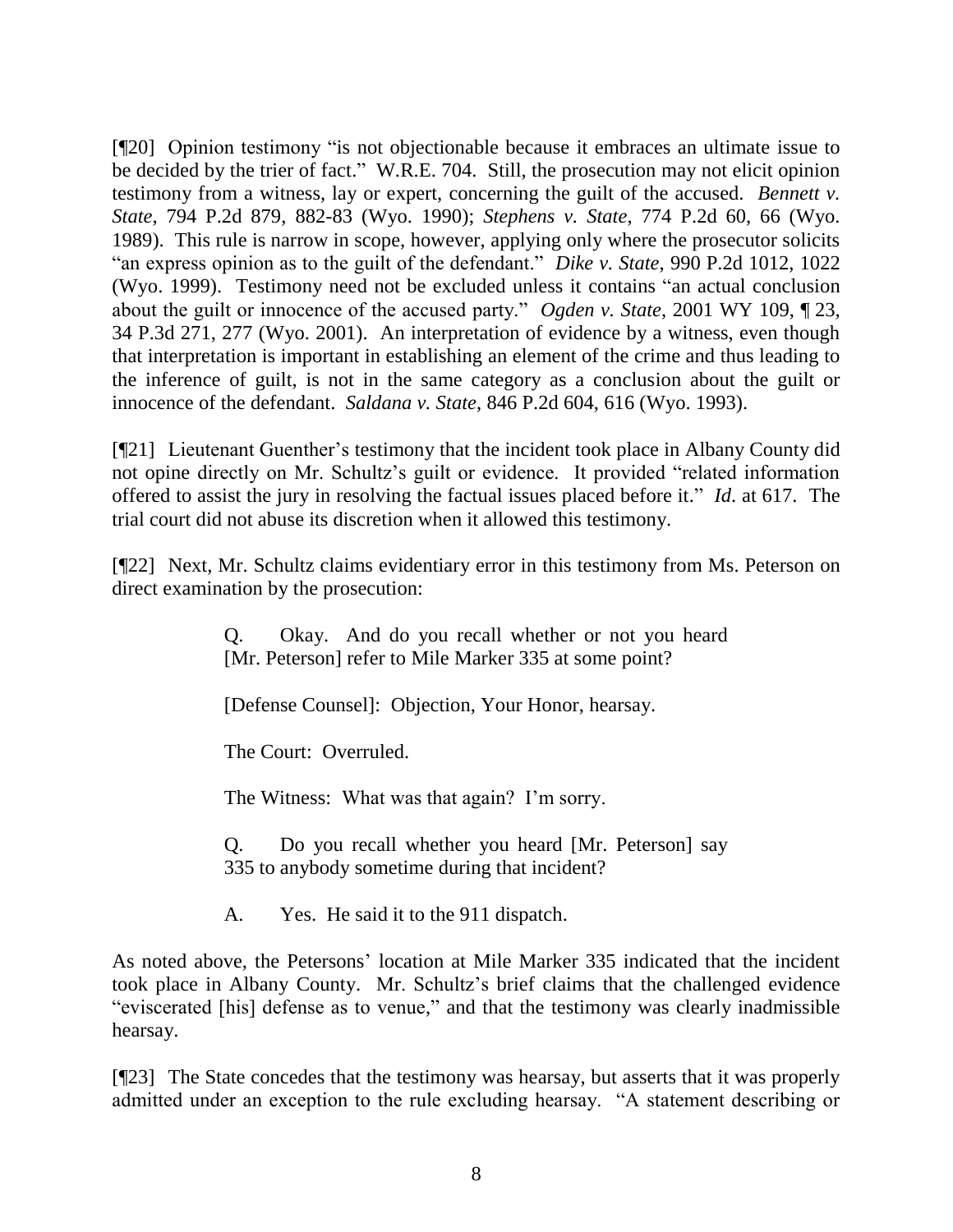[¶20] Opinion testimony "is not objectionable because it embraces an ultimate issue to be decided by the trier of fact." W.R.E. 704. Still, the prosecution may not elicit opinion testimony from a witness, lay or expert, concerning the guilt of the accused. *Bennett v. State*, 794 P.2d 879, 882-83 (Wyo. 1990); *Stephens v. State*, 774 P.2d 60, 66 (Wyo. 1989). This rule is narrow in scope, however, applying only where the prosecutor solicits "an express opinion as to the guilt of the defendant." *Dike v. State*, 990 P.2d 1012, 1022 (Wyo. 1999). Testimony need not be excluded unless it contains "an actual conclusion about the guilt or innocence of the accused party." *Ogden v. State*, 2001 WY 109, ¶ 23, 34 P.3d 271, 277 (Wyo. 2001). An interpretation of evidence by a witness, even though that interpretation is important in establishing an element of the crime and thus leading to the inference of guilt, is not in the same category as a conclusion about the guilt or innocence of the defendant. *Saldana v. State*, 846 P.2d 604, 616 (Wyo. 1993).

[¶21] Lieutenant Guenther's testimony that the incident took place in Albany County did not opine directly on Mr. Schultz's guilt or evidence. It provided "related information offered to assist the jury in resolving the factual issues placed before it." *Id.* at 617. The trial court did not abuse its discretion when it allowed this testimony.

[¶22] Next, Mr. Schultz claims evidentiary error in this testimony from Ms. Peterson on direct examination by the prosecution:

> Q. Okay. And do you recall whether or not you heard [Mr. Peterson] refer to Mile Marker 335 at some point?
>
> [Defense Counsel]: Objection, Your Honor, hearsay.
>
> The Court: Overruled.
>
> The Witness: What was that again? I'm sorry.
>
> Q. Do you recall whether you heard [Mr. Peterson] say 335 to anybody sometime during that incident?
>
> A. Yes. He said it to the 911 dispatch.

As noted above, the Petersons' location at Mile Marker 335 indicated that the incident took place in Albany County. Mr. Schultz's brief claims that the challenged evidence "eviscerated [his] defense as to venue," and that the testimony was clearly inadmissible hearsay.

[¶23] The State concedes that the testimony was hearsay, but asserts that it was properly admitted under an exception to the rule excluding hearsay. "A statement describing or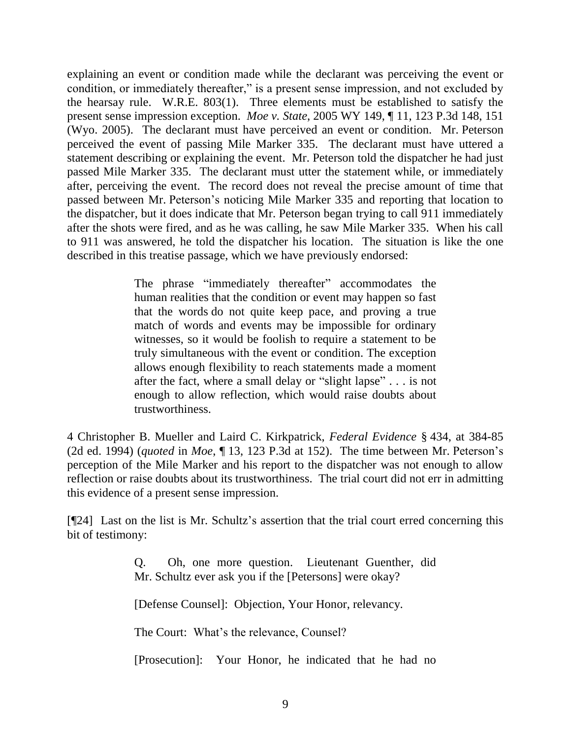explaining an event or condition made while the declarant was perceiving the event or condition, or immediately thereafter," is a present sense impression, and not excluded by the hearsay rule. W.R.E. 803(1). Three elements must be established to satisfy the present sense impression exception. *Moe v. State*, 2005 WY 149, ¶ 11, 123 P.3d 148, 151 (Wyo. 2005). The declarant must have perceived an event or condition. Mr. Peterson perceived the event of passing Mile Marker 335. The declarant must have uttered a statement describing or explaining the event. Mr. Peterson told the dispatcher he had just passed Mile Marker 335. The declarant must utter the statement while, or immediately after, perceiving the event. The record does not reveal the precise amount of time that passed between Mr. Peterson's noticing Mile Marker 335 and reporting that location to the dispatcher, but it does indicate that Mr. Peterson began trying to call 911 immediately after the shots were fired, and as he was calling, he saw Mile Marker 335. When his call to 911 was answered, he told the dispatcher his location. The situation is like the one described in this treatise passage, which we have previously endorsed:

> The phrase "immediately thereafter" accommodates the human realities that the condition or event may happen so fast that the words do not quite keep pace, and proving a true match of words and events may be impossible for ordinary witnesses, so it would be foolish to require a statement to be truly simultaneous with the event or condition. The exception allows enough flexibility to reach statements made a moment after the fact, where a small delay or "slight lapse" . . . is not enough to allow reflection, which would raise doubts about trustworthiness.

4 Christopher B. Mueller and Laird C. Kirkpatrick, *Federal Evidence* § 434, at 384-85 (2d ed. 1994) (*quoted* in *Moe*, ¶ 13, 123 P.3d at 152). The time between Mr. Peterson's perception of the Mile Marker and his report to the dispatcher was not enough to allow reflection or raise doubts about its trustworthiness. The trial court did not err in admitting this evidence of a present sense impression.

[¶24] Last on the list is Mr. Schultz's assertion that the trial court erred concerning this bit of testimony:

> Q. Oh, one more question. Lieutenant Guenther, did Mr. Schultz ever ask you if the [Petersons] were okay?
>
> [Defense Counsel]: Objection, Your Honor, relevancy.
>
> The Court: What's the relevance, Counsel?
>
> [Prosecution]: Your Honor, he indicated that he had no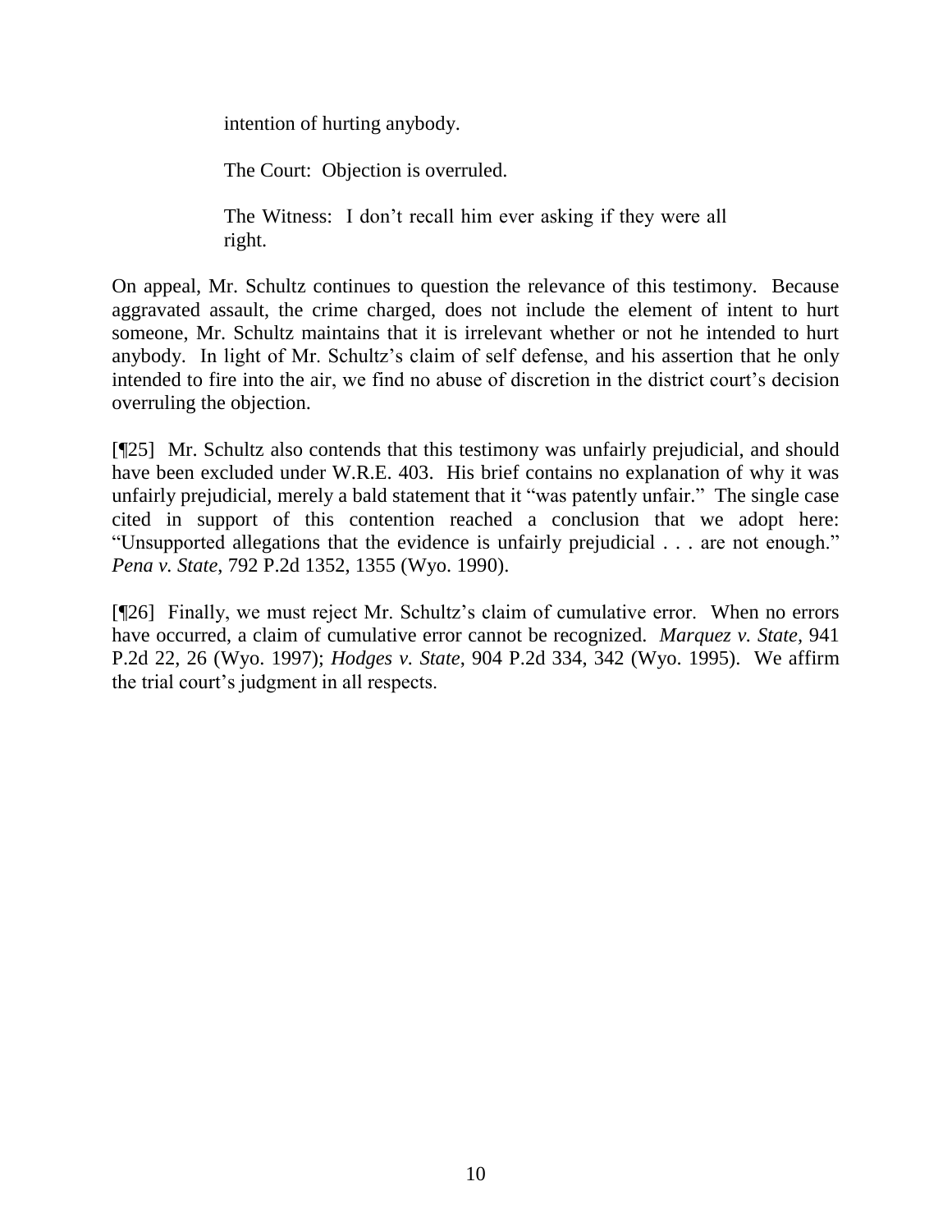> intention of hurting anybody.
>
> The Court: Objection is overruled.
>
> The Witness: I don't recall him ever asking if they were all right.

On appeal, Mr. Schultz continues to question the relevance of this testimony. Because aggravated assault, the crime charged, does not include the element of intent to hurt someone, Mr. Schultz maintains that it is irrelevant whether or not he intended to hurt anybody. In light of Mr. Schultz's claim of self defense, and his assertion that he only intended to fire into the air, we find no abuse of discretion in the district court's decision overruling the objection.

[¶25] Mr. Schultz also contends that this testimony was unfairly prejudicial, and should have been excluded under W.R.E. 403. His brief contains no explanation of why it was unfairly prejudicial, merely a bald statement that it "was patently unfair." The single case cited in support of this contention reached a conclusion that we adopt here: "Unsupported allegations that the evidence is unfairly prejudicial . . . are not enough." *Pena v. State*, 792 P.2d 1352, 1355 (Wyo. 1990).

[¶26] Finally, we must reject Mr. Schultz's claim of cumulative error. When no errors have occurred, a claim of cumulative error cannot be recognized. *Marquez v. State*, 941 P.2d 22, 26 (Wyo. 1997); *Hodges v. State*, 904 P.2d 334, 342 (Wyo. 1995). We affirm the trial court's judgment in all respects.